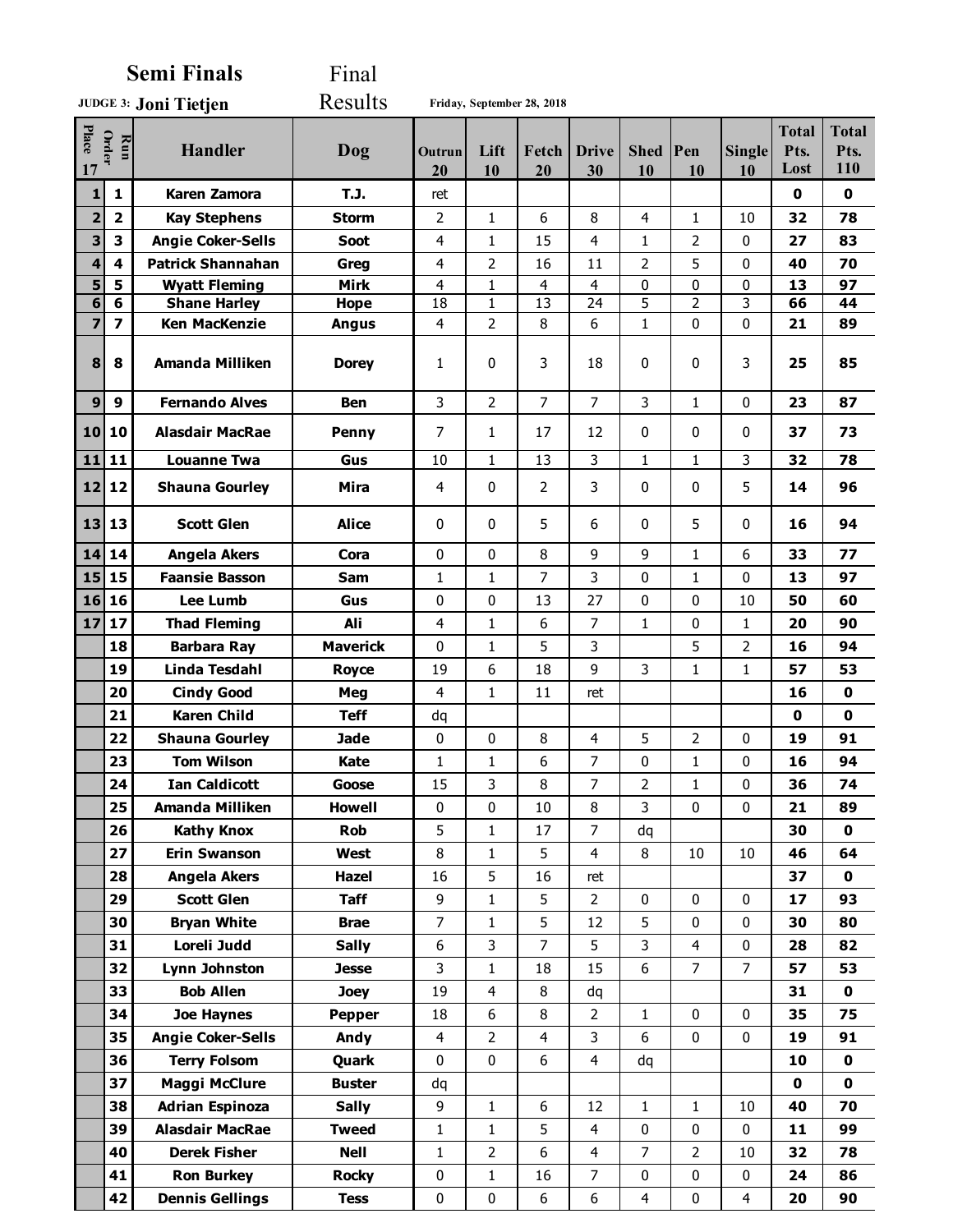**Semi Finals** Final Results

**JUDGE 3: Joni Tietjen**

Friday, September 28, 2018

| Place 17 | Run Order | Handler | Dog | Outrun 20 | Lift 10 | Fetch 20 | Drive 30 | Shed 10 | Pen 10 | Single 10 | Total Pts. Lost | Total Pts. 110 |
|---|---|---|---|---|---|---|---|---|---|---|---|---|
| 1 | 1 | Karen Zamora | T.J. | ret | | | | | | | 0 | 0 |
| 2 | 2 | Kay Stephens | Storm | 2 | 1 | 6 | 8 | 4 | 1 | 10 | 32 | 78 |
| 3 | 3 | Angie Coker-Sells | Soot | 4 | 1 | 15 | 4 | 1 | 2 | 0 | 27 | 83 |
| 4 | 4 | Patrick Shannahan | Greg | 4 | 2 | 16 | 11 | 2 | 5 | 0 | 40 | 70 |
| 5 | 5 | Wyatt Fleming | Mirk | 4 | 1 | 4 | 4 | 0 | 0 | 0 | 13 | 97 |
| 6 | 6 | Shane Harley | Hope | 18 | 1 | 13 | 24 | 5 | 2 | 3 | 66 | 44 |
| 7 | 7 | Ken MacKenzie | Angus | 4 | 2 | 8 | 6 | 1 | 0 | 0 | 21 | 89 |
| 8 | 8 | Amanda Milliken | Dorey | 1 | 0 | 3 | 18 | 0 | 0 | 3 | 25 | 85 |
| 9 | 9 | Fernando Alves | Ben | 3 | 2 | 7 | 7 | 3 | 1 | 0 | 23 | 87 |
| 10 | 10 | Alasdair MacRae | Penny | 7 | 1 | 17 | 12 | 0 | 0 | 0 | 37 | 73 |
| 11 | 11 | Louanne Twa | Gus | 10 | 1 | 13 | 3 | 1 | 1 | 3 | 32 | 78 |
| 12 | 12 | Shauna Gourley | Mira | 4 | 0 | 2 | 3 | 0 | 0 | 5 | 14 | 96 |
| 13 | 13 | Scott Glen | Alice | 0 | 0 | 5 | 6 | 0 | 5 | 0 | 16 | 94 |
| 14 | 14 | Angela Akers | Cora | 0 | 0 | 8 | 9 | 9 | 1 | 6 | 33 | 77 |
| 15 | 15 | Faansie Basson | Sam | 1 | 1 | 7 | 3 | 0 | 1 | 0 | 13 | 97 |
| 16 | 16 | Lee Lumb | Gus | 0 | 0 | 13 | 27 | 0 | 0 | 10 | 50 | 60 |
| 17 | 17 | Thad Fleming | Ali | 4 | 1 | 6 | 7 | 1 | 0 | 1 | 20 | 90 |
| | 18 | Barbara Ray | Maverick | 0 | 1 | 5 | 3 | | 5 | 2 | 16 | 94 |
| | 19 | Linda Tesdahl | Royce | 19 | 6 | 18 | 9 | 3 | 1 | 1 | 57 | 53 |
| | 20 | Cindy Good | Meg | 4 | 1 | 11 | ret | | | | 16 | 0 |
| | 21 | Karen Child | Teff | dq | | | | | | | 0 | 0 |
| | 22 | Shauna Gourley | Jade | 0 | 0 | 8 | 4 | 5 | 2 | 0 | 19 | 91 |
| | 23 | Tom Wilson | Kate | 1 | 1 | 6 | 7 | 0 | 1 | 0 | 16 | 94 |
| | 24 | Ian Caldicott | Goose | 15 | 3 | 8 | 7 | 2 | 1 | 0 | 36 | 74 |
| | 25 | Amanda Milliken | Howell | 0 | 0 | 10 | 8 | 3 | 0 | 0 | 21 | 89 |
| | 26 | Kathy Knox | Rob | 5 | 1 | 17 | 7 | dq | | | 30 | 0 |
| | 27 | Erin Swanson | West | 8 | 1 | 5 | 4 | 8 | 10 | 10 | 46 | 64 |
| | 28 | Angela Akers | Hazel | 16 | 5 | 16 | ret | | | | 37 | 0 |
| | 29 | Scott Glen | Taff | 9 | 1 | 5 | 2 | 0 | 0 | 0 | 17 | 93 |
| | 30 | Bryan White | Brae | 7 | 1 | 5 | 12 | 5 | 0 | 0 | 30 | 80 |
| | 31 | Loreli Judd | Sally | 6 | 3 | 7 | 5 | 3 | 4 | 0 | 28 | 82 |
| | 32 | Lynn Johnston | Jesse | 3 | 1 | 18 | 15 | 6 | 7 | 7 | 57 | 53 |
| | 33 | Bob Allen | Joey | 19 | 4 | 8 | dq | | | | 31 | 0 |
| | 34 | Joe Haynes | Pepper | 18 | 6 | 8 | 2 | 1 | 0 | 0 | 35 | 75 |
| | 35 | Angie Coker-Sells | Andy | 4 | 2 | 4 | 3 | 6 | 0 | 0 | 19 | 91 |
| | 36 | Terry Folsom | Quark | 0 | 0 | 6 | 4 | dq | | | 10 | 0 |
| | 37 | Maggi McClure | Buster | dq | | | | | | | 0 | 0 |
| | 38 | Adrian Espinoza | Sally | 9 | 1 | 6 | 12 | 1 | 1 | 10 | 40 | 70 |
| | 39 | Alasdair MacRae | Tweed | 1 | 1 | 5 | 4 | 0 | 0 | 0 | 11 | 99 |
| | 40 | Derek Fisher | Nell | 1 | 2 | 6 | 4 | 7 | 2 | 10 | 32 | 78 |
| | 41 | Ron Burkey | Rocky | 0 | 1 | 16 | 7 | 0 | 0 | 0 | 24 | 86 |
| | 42 | Dennis Gellings | Tess | 0 | 0 | 6 | 6 | 4 | 0 | 4 | 20 | 90 |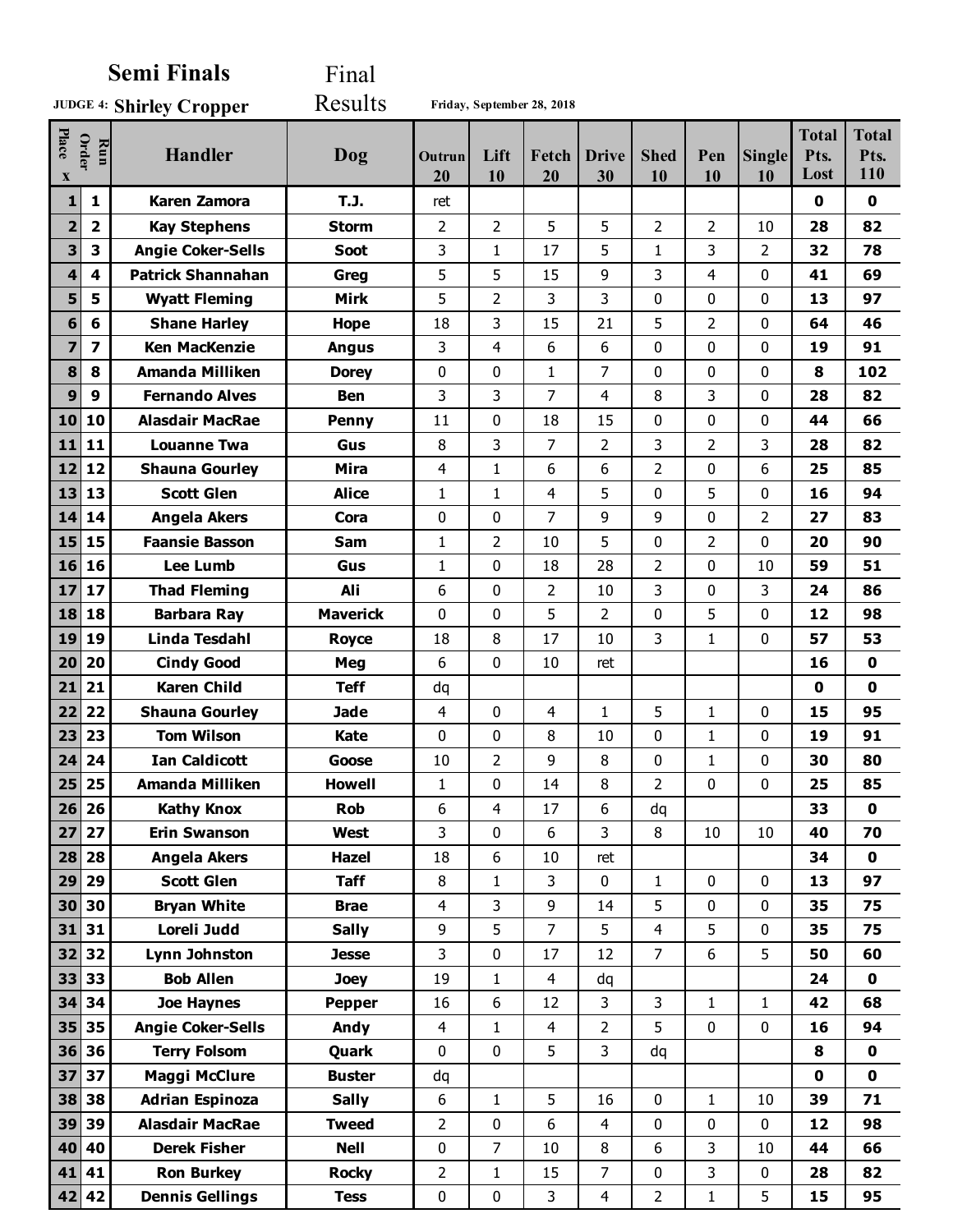**Semi Finals** Final Results

**JUDGE 4: Shirley Cropper** Friday, September 28, 2018

| Place x | Run Order | Handler | Dog | Outrun 20 | Lift 10 | Fetch 20 | Drive 30 | Shed 10 | Pen 10 | Single 10 | Total Pts. Lost | Total Pts. 110 |
|---|---|---|---|---|---|---|---|---|---|---|---|---|
| 1 | 1 | Karen Zamora | T.J. | ret | | | | | | | 0 | 0 |
| 2 | 2 | Kay Stephens | Storm | 2 | 2 | 5 | 5 | 2 | 2 | 10 | 28 | 82 |
| 3 | 3 | Angie Coker-Sells | Soot | 3 | 1 | 17 | 5 | 1 | 3 | 2 | 32 | 78 |
| 4 | 4 | Patrick Shannahan | Greg | 5 | 5 | 15 | 9 | 3 | 4 | 0 | 41 | 69 |
| 5 | 5 | Wyatt Fleming | Mirk | 5 | 2 | 3 | 3 | 0 | 0 | 0 | 13 | 97 |
| 6 | 6 | Shane Harley | Hope | 18 | 3 | 15 | 21 | 5 | 2 | 0 | 64 | 46 |
| 7 | 7 | Ken MacKenzie | Angus | 3 | 4 | 6 | 6 | 0 | 0 | 0 | 19 | 91 |
| 8 | 8 | Amanda Milliken | Dorey | 0 | 0 | 1 | 7 | 0 | 0 | 0 | 8 | 102 |
| 9 | 9 | Fernando Alves | Ben | 3 | 3 | 7 | 4 | 8 | 3 | 0 | 28 | 82 |
| 10 | 10 | Alasdair MacRae | Penny | 11 | 0 | 18 | 15 | 0 | 0 | 0 | 44 | 66 |
| 11 | 11 | Louanne Twa | Gus | 8 | 3 | 7 | 2 | 3 | 2 | 3 | 28 | 82 |
| 12 | 12 | Shauna Gourley | Mira | 4 | 1 | 6 | 6 | 2 | 0 | 6 | 25 | 85 |
| 13 | 13 | Scott Glen | Alice | 1 | 1 | 4 | 5 | 0 | 5 | 0 | 16 | 94 |
| 14 | 14 | Angela Akers | Cora | 0 | 0 | 7 | 9 | 9 | 0 | 2 | 27 | 83 |
| 15 | 15 | Faansie Basson | Sam | 1 | 2 | 10 | 5 | 0 | 2 | 0 | 20 | 90 |
| 16 | 16 | Lee Lumb | Gus | 1 | 0 | 18 | 28 | 2 | 0 | 10 | 59 | 51 |
| 17 | 17 | Thad Fleming | Ali | 6 | 0 | 2 | 10 | 3 | 0 | 3 | 24 | 86 |
| 18 | 18 | Barbara Ray | Maverick | 0 | 0 | 5 | 2 | 0 | 5 | 0 | 12 | 98 |
| 19 | 19 | Linda Tesdahl | Royce | 18 | 8 | 17 | 10 | 3 | 1 | 0 | 57 | 53 |
| 20 | 20 | Cindy Good | Meg | 6 | 0 | 10 | ret | | | | 16 | 0 |
| 21 | 21 | Karen Child | Teff | dq | | | | | | | 0 | 0 |
| 22 | 22 | Shauna Gourley | Jade | 4 | 0 | 4 | 1 | 5 | 1 | 0 | 15 | 95 |
| 23 | 23 | Tom Wilson | Kate | 0 | 0 | 8 | 10 | 0 | 1 | 0 | 19 | 91 |
| 24 | 24 | Ian Caldicott | Goose | 10 | 2 | 9 | 8 | 0 | 1 | 0 | 30 | 80 |
| 25 | 25 | Amanda Milliken | Howell | 1 | 0 | 14 | 8 | 2 | 0 | 0 | 25 | 85 |
| 26 | 26 | Kathy Knox | Rob | 6 | 4 | 17 | 6 | dq | | | 33 | 0 |
| 27 | 27 | Erin Swanson | West | 3 | 0 | 6 | 3 | 8 | 10 | 10 | 40 | 70 |
| 28 | 28 | Angela Akers | Hazel | 18 | 6 | 10 | ret | | | | 34 | 0 |
| 29 | 29 | Scott Glen | Taff | 8 | 1 | 3 | 0 | 1 | 0 | 0 | 13 | 97 |
| 30 | 30 | Bryan White | Brae | 4 | 3 | 9 | 14 | 5 | 0 | 0 | 35 | 75 |
| 31 | 31 | Loreli Judd | Sally | 9 | 5 | 7 | 5 | 4 | 5 | 0 | 35 | 75 |
| 32 | 32 | Lynn Johnston | Jesse | 3 | 0 | 17 | 12 | 7 | 6 | 5 | 50 | 60 |
| 33 | 33 | Bob Allen | Joey | 19 | 1 | 4 | dq | | | | 24 | 0 |
| 34 | 34 | Joe Haynes | Pepper | 16 | 6 | 12 | 3 | 3 | 1 | 1 | 42 | 68 |
| 35 | 35 | Angie Coker-Sells | Andy | 4 | 1 | 4 | 2 | 5 | 0 | 0 | 16 | 94 |
| 36 | 36 | Terry Folsom | Quark | 0 | 0 | 5 | 3 | dq | | | 8 | 0 |
| 37 | 37 | Maggi McClure | Buster | dq | | | | | | | 0 | 0 |
| 38 | 38 | Adrian Espinoza | Sally | 6 | 1 | 5 | 16 | 0 | 1 | 10 | 39 | 71 |
| 39 | 39 | Alasdair MacRae | Tweed | 2 | 0 | 6 | 4 | 0 | 0 | 0 | 12 | 98 |
| 40 | 40 | Derek Fisher | Nell | 0 | 7 | 10 | 8 | 6 | 3 | 10 | 44 | 66 |
| 41 | 41 | Ron Burkey | Rocky | 2 | 1 | 15 | 7 | 0 | 3 | 0 | 28 | 82 |
| 42 | 42 | Dennis Gellings | Tess | 0 | 0 | 3 | 4 | 2 | 1 | 5 | 15 | 95 |